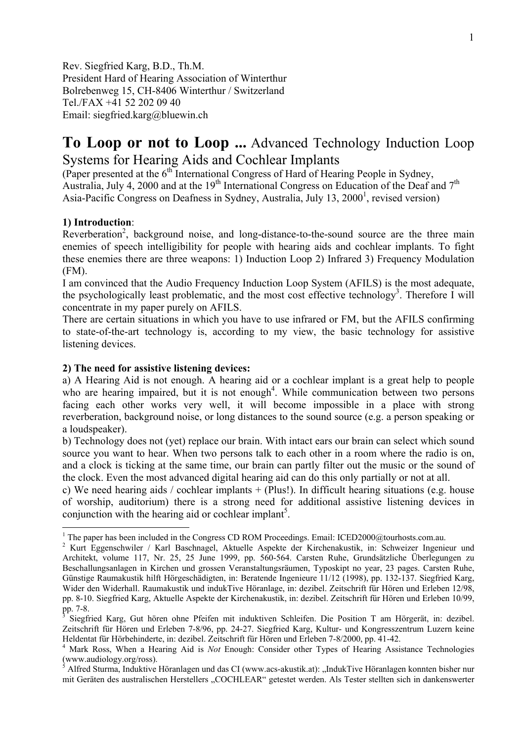Rev. Siegfried Karg, B.D., Th.M.
President Hard of Hearing Association of Winterthur
Bolrebenweg 15, CH-8406 Winterthur / Switzerland
Tel./FAX +41 52 202 09 40
Email: siegfried.karg@bluewin.ch

# **To Loop or not to Loop ...** Advanced Technology Induction Loop Systems for Hearing Aids and Cochlear Implants

(Paper presented at the 6th International Congress of Hard of Hearing People in Sydney, Australia, July 4, 2000 and at the 19th International Congress on Education of the Deaf and 7th Asia-Pacific Congress on Deafness in Sydney, Australia, July 13, 2000[1], revised version)

**1) Introduction**:

Reverberation[2], background noise, and long-distance-to-the-sound source are the three main enemies of speech intelligibility for people with hearing aids and cochlear implants. To fight these enemies there are three weapons: 1) Induction Loop 2) Infrared 3) Frequency Modulation (FM).

I am convinced that the Audio Frequency Induction Loop System (AFILS) is the most adequate, the psychologically least problematic, and the most cost effective technology[3]. Therefore I will concentrate in my paper purely on AFILS.

There are certain situations in which you have to use infrared or FM, but the AFILS confirming to state-of-the-art technology is, according to my view, the basic technology for assistive listening devices.

**2) The need for assistive listening devices:**

a) A Hearing Aid is not enough. A hearing aid or a cochlear implant is a great help to people who are hearing impaired, but it is not enough[4]. While communication between two persons facing each other works very well, it will become impossible in a place with strong reverberation, background noise, or long distances to the sound source (e.g. a person speaking or a loudspeaker).

b) Technology does not (yet) replace our brain. With intact ears our brain can select which sound source you want to hear. When two persons talk to each other in a room where the radio is on, and a clock is ticking at the same time, our brain can partly filter out the music or the sound of the clock. Even the most advanced digital hearing aid can do this only partially or not at all.

c) We need hearing aids / cochlear implants + (Plus!). In difficult hearing situations (e.g. house of worship, auditorium) there is a strong need for additional assistive listening devices in conjunction with the hearing aid or cochlear implant[5].

---

[1] The paper has been included in the Congress CD ROM Proceedings. Email: ICED2000@tourhosts.com.au.

[2] Kurt Eggenschwiler / Karl Baschnagel, Aktuelle Aspekte der Kirchenakustik, in: Schweizer Ingenieur und Architekt, volume 117, Nr. 25, 25 June 1999, pp. 560-564. Carsten Ruhe, Grundsätzliche Überlegungen zu Beschallungsanlagen in Kirchen und grossen Veranstaltungsräumen, Typoskipt no year, 23 pages. Carsten Ruhe, Günstige Raumakustik hilft Hörgeschädigten, in: Beratende Ingenieure 11/12 (1998), pp. 132-137. Siegfried Karg, Wider den Widerhall. Raumakustik und indukTive Höranlage, in: dezibel. Zeitschrift für Hören und Erleben 12/98, pp. 8-10. Siegfried Karg, Aktuelle Aspekte der Kirchenakustik, in: dezibel. Zeitschrift für Hören und Erleben 10/99, pp. 7-8.

[3] Siegfried Karg, Gut hören ohne Pfeifen mit induktiven Schleifen. Die Position T am Hörgerät, in: dezibel. Zeitschrift für Hören und Erleben 7-8/96, pp. 24-27. Siegfried Karg, Kultur- und Kongresszentrum Luzern keine Heldentat für Hörbehinderte, in: dezibel. Zeitschrift für Hören und Erleben 7-8/2000, pp. 41-42.

[4] Mark Ross, When a Hearing Aid is *Not* Enough: Consider other Types of Hearing Assistance Technologies (www.audiology.org/ross).

[5] Alfred Sturma, Induktive Höranlagen und das CI (www.acs-akustik.at): „IndukTive Höranlagen konnten bisher nur mit Geräten des australischen Herstellers „COCHLEAR" getestet werden. Als Tester stellten sich in dankenswerter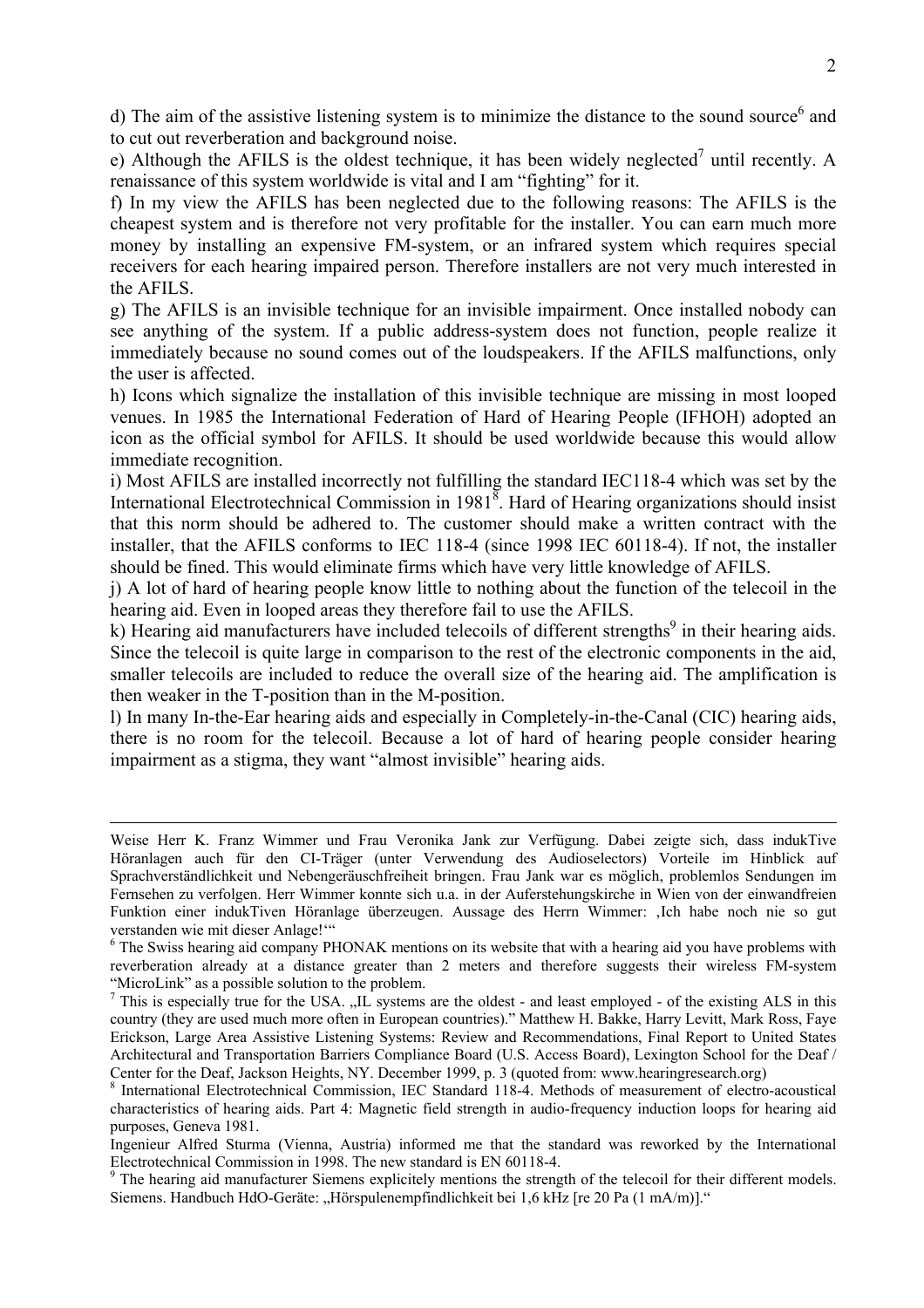d) The aim of the assistive listening system is to minimize the distance to the sound source[6] and to cut out reverberation and background noise.

e) Although the AFILS is the oldest technique, it has been widely neglected[7] until recently. A renaissance of this system worldwide is vital and I am "fighting" for it.

f) In my view the AFILS has been neglected due to the following reasons: The AFILS is the cheapest system and is therefore not very profitable for the installer. You can earn much more money by installing an expensive FM-system, or an infrared system which requires special receivers for each hearing impaired person. Therefore installers are not very much interested in the AFILS.

g) The AFILS is an invisible technique for an invisible impairment. Once installed nobody can see anything of the system. If a public address-system does not function, people realize it immediately because no sound comes out of the loudspeakers. If the AFILS malfunctions, only the user is affected.

h) Icons which signalize the installation of this invisible technique are missing in most looped venues. In 1985 the International Federation of Hard of Hearing People (IFHOH) adopted an icon as the official symbol for AFILS. It should be used worldwide because this would allow immediate recognition.

i) Most AFILS are installed incorrectly not fulfilling the standard IEC118-4 which was set by the International Electrotechnical Commission in 1981[8]. Hard of Hearing organizations should insist that this norm should be adhered to. The customer should make a written contract with the installer, that the AFILS conforms to IEC 118-4 (since 1998 IEC 60118-4). If not, the installer should be fined. This would eliminate firms which have very little knowledge of AFILS.

j) A lot of hard of hearing people know little to nothing about the function of the telecoil in the hearing aid. Even in looped areas they therefore fail to use the AFILS.

k) Hearing aid manufacturers have included telecoils of different strengths[9] in their hearing aids. Since the telecoil is quite large in comparison to the rest of the electronic components in the aid, smaller telecoils are included to reduce the overall size of the hearing aid. The amplification is then weaker in the T-position than in the M-position.

l) In many In-the-Ear hearing aids and especially in Completely-in-the-Canal (CIC) hearing aids, there is no room for the telecoil. Because a lot of hard of hearing people consider hearing impairment as a stigma, they want "almost invisible" hearing aids.

---

Weise Herr K. Franz Wimmer und Frau Veronika Jank zur Verfügung. Dabei zeigte sich, dass indukTive Höranlagen auch für den CI-Träger (unter Verwendung des Audioselectors) Vorteile im Hinblick auf Sprachverständlichkeit und Nebengeräuschfreiheit bringen. Frau Jank war es möglich, problemlos Sendungen im Fernsehen zu verfolgen. Herr Wimmer konnte sich u.a. in der Auferstehungskirche in Wien von der einwandfreien Funktion einer indukTiven Höranlage überzeugen. Aussage des Herrn Wimmer: ‚Ich habe noch nie so gut verstanden wie mit dieser Anlage!'"

[6] The Swiss hearing aid company PHONAK mentions on its website that with a hearing aid you have problems with reverberation already at a distance greater than 2 meters and therefore suggests their wireless FM-system "MicroLink" as a possible solution to the problem.

[7] This is especially true for the USA. „IL systems are the oldest - and least employed - of the existing ALS in this country (they are used much more often in European countries)." Matthew H. Bakke, Harry Levitt, Mark Ross, Faye Erickson, Large Area Assistive Listening Systems: Review and Recommendations, Final Report to United States Architectural and Transportation Barriers Compliance Board (U.S. Access Board), Lexington School for the Deaf / Center for the Deaf, Jackson Heights, NY. December 1999, p. 3 (quoted from: www.hearingresearch.org)

[8] International Electrotechnical Commission, IEC Standard 118-4. Methods of measurement of electro-acoustical characteristics of hearing aids. Part 4: Magnetic field strength in audio-frequency induction loops for hearing aid purposes, Geneva 1981.

Ingenieur Alfred Sturma (Vienna, Austria) informed me that the standard was reworked by the International Electrotechnical Commission in 1998. The new standard is EN 60118-4.

[9] The hearing aid manufacturer Siemens explicitely mentions the strength of the telecoil for their different models. Siemens. Handbuch HdO-Geräte: „Hörspulenempfindlichkeit bei 1,6 kHz [re 20 Pa (1 mA/m)]."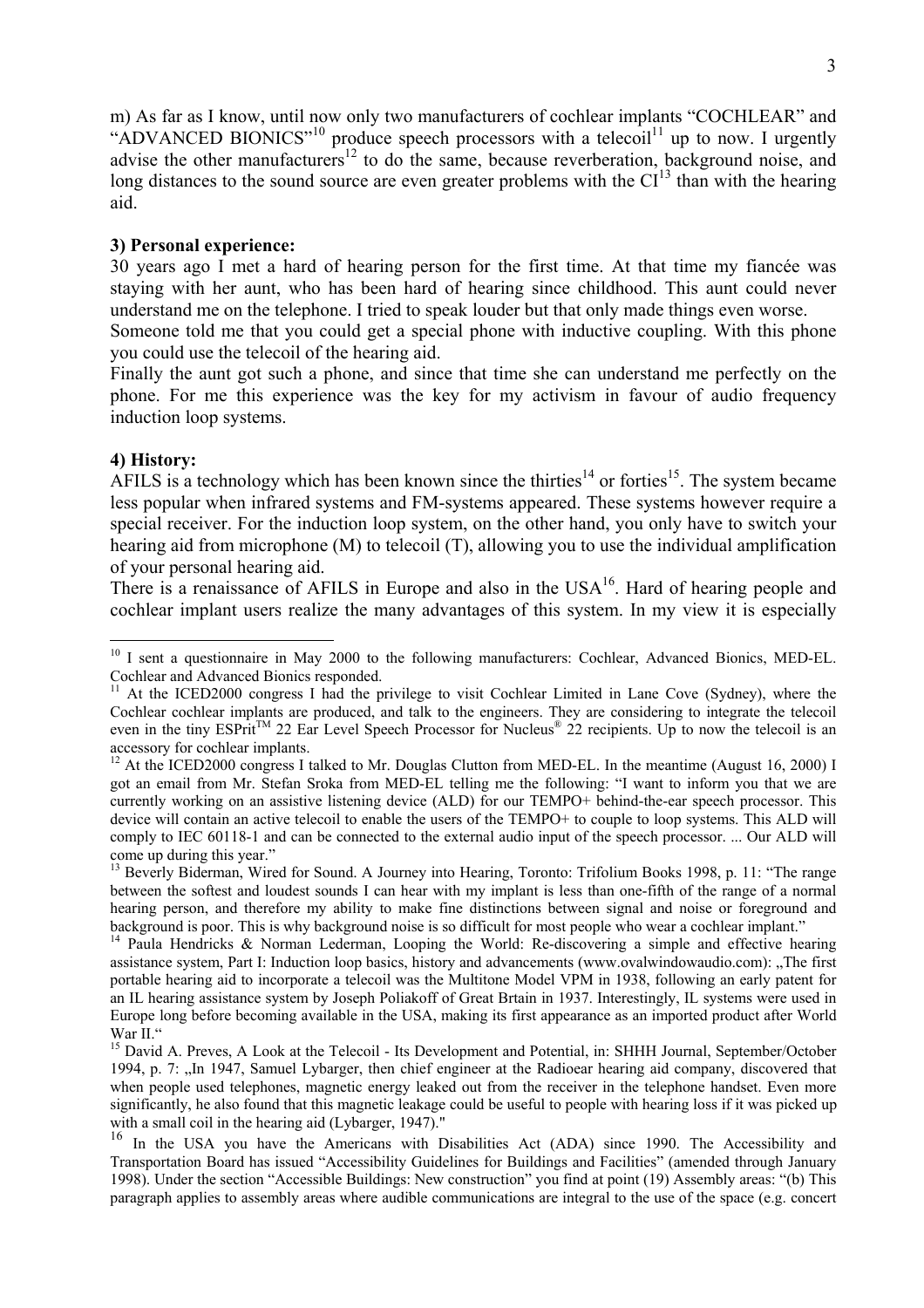m) As far as I know, until now only two manufacturers of cochlear implants "COCHLEAR" and "ADVANCED BIONICS"[10] produce speech processors with a telecoil[11] up to now. I urgently advise the other manufacturers[12] to do the same, because reverberation, background noise, and long distances to the sound source are even greater problems with the CI[13] than with the hearing aid.

**3) Personal experience:**

30 years ago I met a hard of hearing person for the first time. At that time my fiancée was staying with her aunt, who has been hard of hearing since childhood. This aunt could never understand me on the telephone. I tried to speak louder but that only made things even worse.

Someone told me that you could get a special phone with inductive coupling. With this phone you could use the telecoil of the hearing aid.

Finally the aunt got such a phone, and since that time she can understand me perfectly on the phone. For me this experience was the key for my activism in favour of audio frequency induction loop systems.

**4) History:**

AFILS is a technology which has been known since the thirties[14] or forties[15]. The system became less popular when infrared systems and FM-systems appeared. These systems however require a special receiver. For the induction loop system, on the other hand, you only have to switch your hearing aid from microphone (M) to telecoil (T), allowing you to use the individual amplification of your personal hearing aid.

There is a renaissance of AFILS in Europe and also in the USA[16]. Hard of hearing people and cochlear implant users realize the many advantages of this system. In my view it is especially

---

[10] I sent a questionnaire in May 2000 to the following manufacturers: Cochlear, Advanced Bionics, MED-EL. Cochlear and Advanced Bionics responded.

[11] At the ICED2000 congress I had the privilege to visit Cochlear Limited in Lane Cove (Sydney), where the Cochlear cochlear implants are produced, and talk to the engineers. They are considering to integrate the telecoil even in the tiny ESPrit™ 22 Ear Level Speech Processor for Nucleus® 22 recipients. Up to now the telecoil is an accessory for cochlear implants.

[12] At the ICED2000 congress I talked to Mr. Douglas Clutton from MED-EL. In the meantime (August 16, 2000) I got an email from Mr. Stefan Sroka from MED-EL telling me the following: "I want to inform you that we are currently working on an assistive listening device (ALD) for our TEMPO+ behind-the-ear speech processor. This device will contain an active telecoil to enable the users of the TEMPO+ to couple to loop systems. This ALD will comply to IEC 60118-1 and can be connected to the external audio input of the speech processor. ... Our ALD will come up during this year."

[13] Beverly Biderman, Wired for Sound. A Journey into Hearing, Toronto: Trifolium Books 1998, p. 11: "The range between the softest and loudest sounds I can hear with my implant is less than one-fifth of the range of a normal hearing person, and therefore my ability to make fine distinctions between signal and noise or foreground and background is poor. This is why background noise is so difficult for most people who wear a cochlear implant."

[14] Paula Hendricks & Norman Lederman, Looping the World: Re-discovering a simple and effective hearing assistance system, Part I: Induction loop basics, history and advancements (www.ovalwindowaudio.com): „The first portable hearing aid to incorporate a telecoil was the Multitone Model VPM in 1938, following an early patent for an IL hearing assistance system by Joseph Poliakoff of Great Brtain in 1937. Interestingly, IL systems were used in Europe long before becoming available in the USA, making its first appearance as an imported product after World War II."

[15] David A. Preves, A Look at the Telecoil - Its Development and Potential, in: SHHH Journal, September/October 1994, p. 7: „In 1947, Samuel Lybarger, then chief engineer at the Radioear hearing aid company, discovered that when people used telephones, magnetic energy leaked out from the receiver in the telephone handset. Even more significantly, he also found that this magnetic leakage could be useful to people with hearing loss if it was picked up with a small coil in the hearing aid (Lybarger, 1947)."

[16] In the USA you have the Americans with Disabilities Act (ADA) since 1990. The Accessibility and Transportation Board has issued "Accessibility Guidelines for Buildings and Facilities" (amended through January 1998). Under the section "Accessible Buildings: New construction" you find at point (19) Assembly areas: "(b) This paragraph applies to assembly areas where audible communications are integral to the use of the space (e.g. concert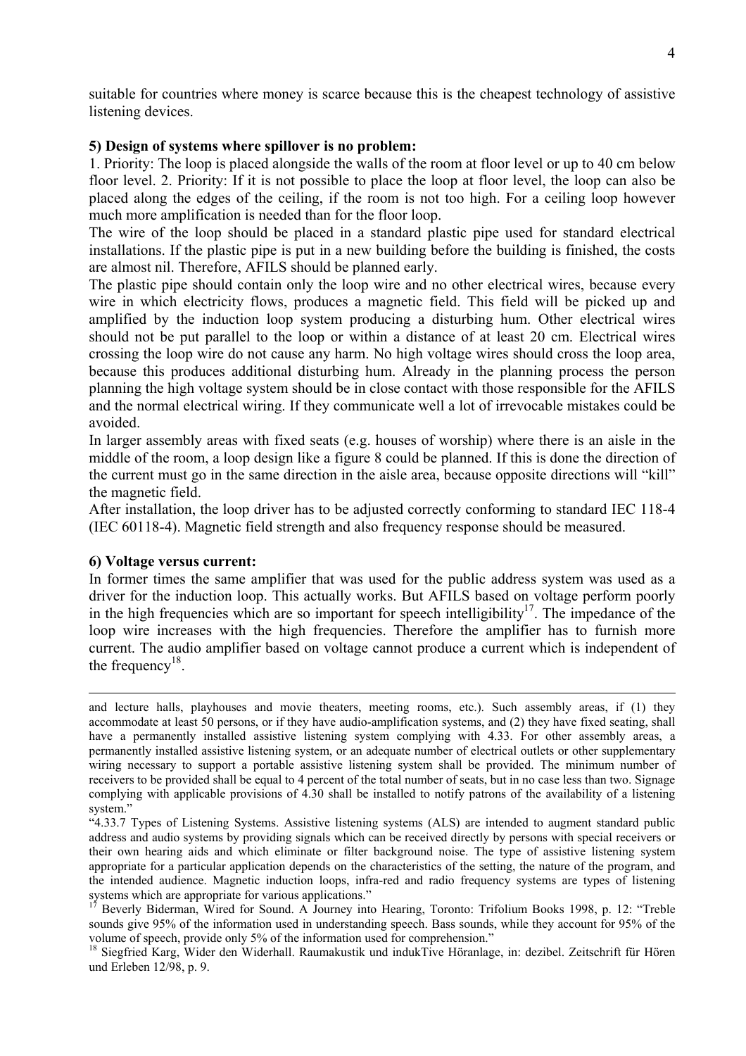suitable for countries where money is scarce because this is the cheapest technology of assistive listening devices.

**5) Design of systems where spillover is no problem:**

1. Priority: The loop is placed alongside the walls of the room at floor level or up to 40 cm below floor level. 2. Priority: If it is not possible to place the loop at floor level, the loop can also be placed along the edges of the ceiling, if the room is not too high. For a ceiling loop however much more amplification is needed than for the floor loop.

The wire of the loop should be placed in a standard plastic pipe used for standard electrical installations. If the plastic pipe is put in a new building before the building is finished, the costs are almost nil. Therefore, AFILS should be planned early.

The plastic pipe should contain only the loop wire and no other electrical wires, because every wire in which electricity flows, produces a magnetic field. This field will be picked up and amplified by the induction loop system producing a disturbing hum. Other electrical wires should not be put parallel to the loop or within a distance of at least 20 cm. Electrical wires crossing the loop wire do not cause any harm. No high voltage wires should cross the loop area, because this produces additional disturbing hum. Already in the planning process the person planning the high voltage system should be in close contact with those responsible for the AFILS and the normal electrical wiring. If they communicate well a lot of irrevocable mistakes could be avoided.

In larger assembly areas with fixed seats (e.g. houses of worship) where there is an aisle in the middle of the room, a loop design like a figure 8 could be planned. If this is done the direction of the current must go in the same direction in the aisle area, because opposite directions will "kill" the magnetic field.

After installation, the loop driver has to be adjusted correctly conforming to standard IEC 118-4 (IEC 60118-4). Magnetic field strength and also frequency response should be measured.

**6) Voltage versus current:**

In former times the same amplifier that was used for the public address system was used as a driver for the induction loop. This actually works. But AFILS based on voltage perform poorly in the high frequencies which are so important for speech intelligibility[17]. The impedance of the loop wire increases with the high frequencies. Therefore the amplifier has to furnish more current. The audio amplifier based on voltage cannot produce a current which is independent of the frequency[18].

---

and lecture halls, playhouses and movie theaters, meeting rooms, etc.). Such assembly areas, if (1) they accommodate at least 50 persons, or if they have audio-amplification systems, and (2) they have fixed seating, shall have a permanently installed assistive listening system complying with 4.33. For other assembly areas, a permanently installed assistive listening system, or an adequate number of electrical outlets or other supplementary wiring necessary to support a portable assistive listening system shall be provided. The minimum number of receivers to be provided shall be equal to 4 percent of the total number of seats, but in no case less than two. Signage complying with applicable provisions of 4.30 shall be installed to notify patrons of the availability of a listening system."

"4.33.7 Types of Listening Systems. Assistive listening systems (ALS) are intended to augment standard public address and audio systems by providing signals which can be received directly by persons with special receivers or their own hearing aids and which eliminate or filter background noise. The type of assistive listening system appropriate for a particular application depends on the characteristics of the setting, the nature of the program, and the intended audience. Magnetic induction loops, infra-red and radio frequency systems are types of listening systems which are appropriate for various applications."

[17] Beverly Biderman, Wired for Sound. A Journey into Hearing, Toronto: Trifolium Books 1998, p. 12: "Treble sounds give 95% of the information used in understanding speech. Bass sounds, while they account for 95% of the volume of speech, provide only 5% of the information used for comprehension."

[18] Siegfried Karg, Wider den Widerhall. Raumakustik und indukTive Höranlage, in: dezibel. Zeitschrift für Hören und Erleben 12/98, p. 9.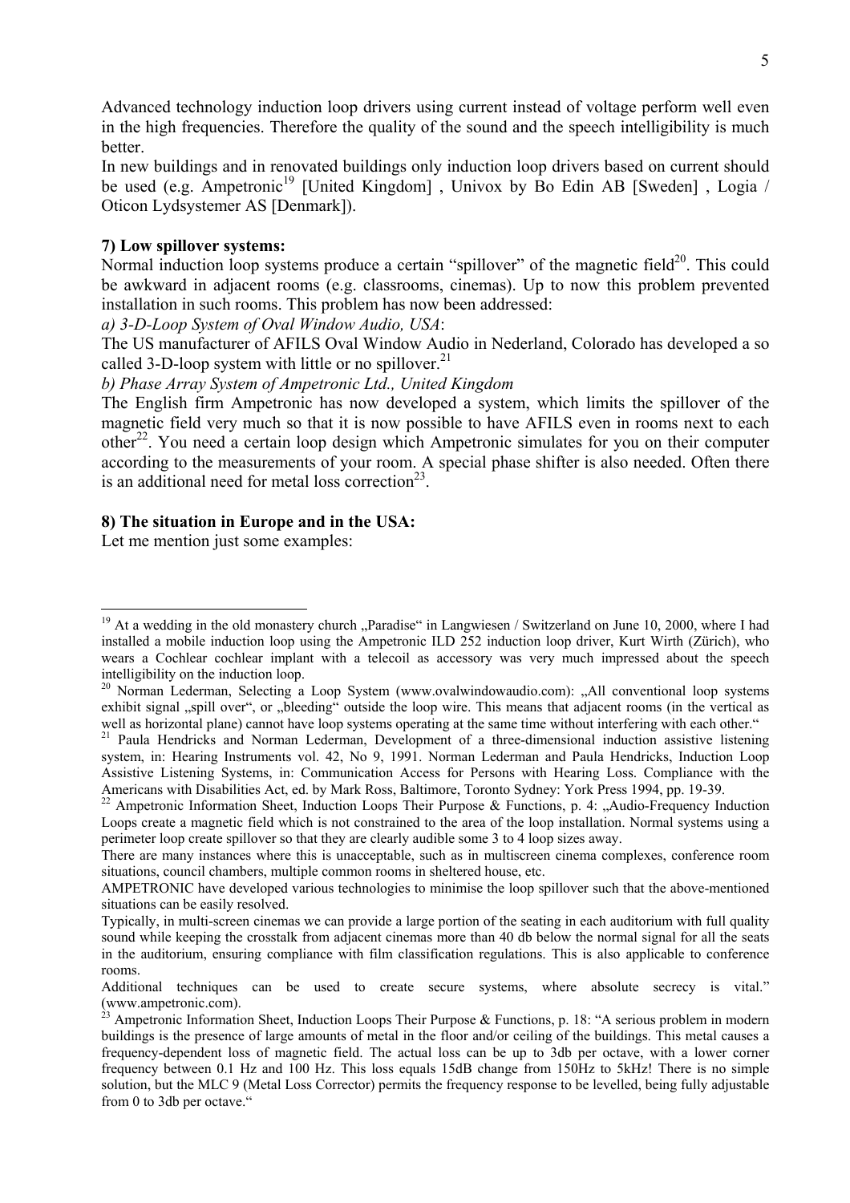Advanced technology induction loop drivers using current instead of voltage perform well even in the high frequencies. Therefore the quality of the sound and the speech intelligibility is much better.

In new buildings and in renovated buildings only induction loop drivers based on current should be used (e.g. Ampetronic[19] [United Kingdom] , Univox by Bo Edin AB [Sweden] , Logia / Oticon Lydsystemer AS [Denmark]).

## 7) Low spillover systems:

Normal induction loop systems produce a certain "spillover" of the magnetic field[20]. This could be awkward in adjacent rooms (e.g. classrooms, cinemas). Up to now this problem prevented installation in such rooms. This problem has now been addressed:

*a) 3-D-Loop System of Oval Window Audio, USA*:

The US manufacturer of AFILS Oval Window Audio in Nederland, Colorado has developed a so called 3-D-loop system with little or no spillover.[21]

*b) Phase Array System of Ampetronic Ltd., United Kingdom*

The English firm Ampetronic has now developed a system, which limits the spillover of the magnetic field very much so that it is now possible to have AFILS even in rooms next to each other[22]. You need a certain loop design which Ampetronic simulates for you on their computer according to the measurements of your room. A special phase shifter is also needed. Often there is an additional need for metal loss correction[23].

## 8) The situation in Europe and in the USA:

Let me mention just some examples:

---

[19] At a wedding in the old monastery church „Paradise" in Langwiesen / Switzerland on June 10, 2000, where I had installed a mobile induction loop using the Ampetronic ILD 252 induction loop driver, Kurt Wirth (Zürich), who wears a Cochlear cochlear implant with a telecoil as accessory was very much impressed about the speech intelligibility on the induction loop.

[20] Norman Lederman, Selecting a Loop System (www.ovalwindowaudio.com): „All conventional loop systems exhibit signal „spill over", or „bleeding" outside the loop wire. This means that adjacent rooms (in the vertical as well as horizontal plane) cannot have loop systems operating at the same time without interfering with each other."

[21] Paula Hendricks and Norman Lederman, Development of a three-dimensional induction assistive listening system, in: Hearing Instruments vol. 42, No 9, 1991. Norman Lederman and Paula Hendricks, Induction Loop Assistive Listening Systems, in: Communication Access for Persons with Hearing Loss. Compliance with the Americans with Disabilities Act, ed. by Mark Ross, Baltimore, Toronto Sydney: York Press 1994, pp. 19-39.

[22] Ampetronic Information Sheet, Induction Loops Their Purpose & Functions, p. 4: „Audio-Frequency Induction Loops create a magnetic field which is not constrained to the area of the loop installation. Normal systems using a perimeter loop create spillover so that they are clearly audible some 3 to 4 loop sizes away.

There are many instances where this is unacceptable, such as in multiscreen cinema complexes, conference room situations, council chambers, multiple common rooms in sheltered house, etc.

AMPETRONIC have developed various technologies to minimise the loop spillover such that the above-mentioned situations can be easily resolved.

Typically, in multi-screen cinemas we can provide a large portion of the seating in each auditorium with full quality sound while keeping the crosstalk from adjacent cinemas more than 40 db below the normal signal for all the seats in the auditorium, ensuring compliance with film classification regulations. This is also applicable to conference rooms.

Additional techniques can be used to create secure systems, where absolute secrecy is vital." (www.ampetronic.com).

[23] Ampetronic Information Sheet, Induction Loops Their Purpose & Functions, p. 18: "A serious problem in modern buildings is the presence of large amounts of metal in the floor and/or ceiling of the buildings. This metal causes a frequency-dependent loss of magnetic field. The actual loss can be up to 3db per octave, with a lower corner frequency between 0.1 Hz and 100 Hz. This loss equals 15dB change from 150Hz to 5kHz! There is no simple solution, but the MLC 9 (Metal Loss Corrector) permits the frequency response to be levelled, being fully adjustable from 0 to 3db per octave."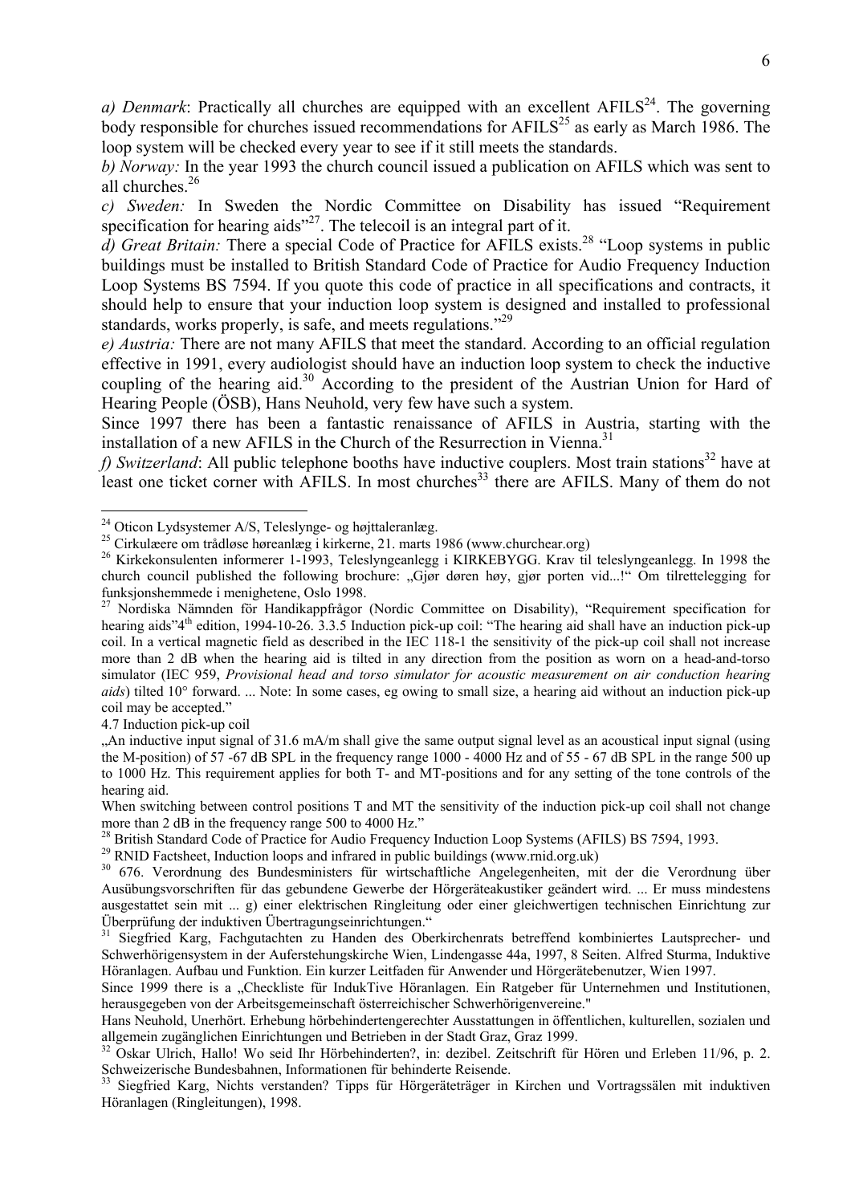*a) Denmark*: Practically all churches are equipped with an excellent AFILS[24]. The governing body responsible for churches issued recommendations for AFILS[25] as early as March 1986. The loop system will be checked every year to see if it still meets the standards.

*b) Norway:* In the year 1993 the church council issued a publication on AFILS which was sent to all churches.[26]

*c) Sweden:* In Sweden the Nordic Committee on Disability has issued "Requirement specification for hearing aids"[27]. The telecoil is an integral part of it.

*d) Great Britain:* There a special Code of Practice for AFILS exists.[28] "Loop systems in public buildings must be installed to British Standard Code of Practice for Audio Frequency Induction Loop Systems BS 7594. If you quote this code of practice in all specifications and contracts, it should help to ensure that your induction loop system is designed and installed to professional standards, works properly, is safe, and meets regulations."[29]

*e) Austria:* There are not many AFILS that meet the standard. According to an official regulation effective in 1991, every audiologist should have an induction loop system to check the inductive coupling of the hearing aid.[30] According to the president of the Austrian Union for Hard of Hearing People (ÖSB), Hans Neuhold, very few have such a system.

Since 1997 there has been a fantastic renaissance of AFILS in Austria, starting with the installation of a new AFILS in the Church of the Resurrection in Vienna.[31]

*f) Switzerland*: All public telephone booths have inductive couplers. Most train stations[32] have at least one ticket corner with AFILS. In most churches[33] there are AFILS. Many of them do not

---

[24] Oticon Lydsystemer A/S, Teleslynge- og højttaleranlæg.

[25] Cirkulære om trådløse høreanlæg i kirkerne, 21. marts 1986 (www.churchear.org)

[26] Kirkekonsulenten informerer 1-1993, Teleslyngeanlegg i KIRKEBYGG. Krav til teleslyngeanlegg. In 1998 the church council published the following brochure: „Gjør døren høy, gjør porten vid...!" Om tilrettelegging for funksjonshemmede i menighetene, Oslo 1998.

[27] Nordiska Nämnden för Handikappfrågor (Nordic Committee on Disability), "Requirement specification for hearing aids"4th edition, 1994-10-26. 3.3.5 Induction pick-up coil: "The hearing aid shall have an induction pick-up coil. In a vertical magnetic field as described in the IEC 118-1 the sensitivity of the pick-up coil shall not increase more than 2 dB when the hearing aid is tilted in any direction from the position as worn on a head-and-torso simulator (IEC 959, *Provisional head and torso simulator for acoustic measurement on air conduction hearing aids*) tilted 10° forward. ... Note: In some cases, eg owing to small size, a hearing aid without an induction pick-up coil may be accepted."

4.7 Induction pick-up coil

„An inductive input signal of 31.6 mA/m shall give the same output signal level as an acoustical input signal (using the M-position) of 57 -67 dB SPL in the frequency range 1000 - 4000 Hz and of 55 - 67 dB SPL in the range 500 up to 1000 Hz. This requirement applies for both T- and MT-positions and for any setting of the tone controls of the hearing aid.

When switching between control positions T and MT the sensitivity of the induction pick-up coil shall not change more than 2 dB in the frequency range 500 to 4000 Hz."

[28] British Standard Code of Practice for Audio Frequency Induction Loop Systems (AFILS) BS 7594, 1993.

[29] RNID Factsheet, Induction loops and infrared in public buildings (www.rnid.org.uk)

[30] 676. Verordnung des Bundesministers für wirtschaftliche Angelegenheiten, mit der die Verordnung über Ausübungsvorschriften für das gebundene Gewerbe der Hörgeräteakustiker geändert wird. ... Er muss mindestens ausgestattet sein mit ... g) einer elektrischen Ringleitung oder einer gleichwertigen technischen Einrichtung zur Überprüfung der induktiven Übertragungseinrichtungen."

[31] Siegfried Karg, Fachgutachten zu Handen des Oberkirchenrats betreffend kombiniertes Lautsprecher- und Schwerhörigensystem in der Auferstehungskirche Wien, Lindengasse 44a, 1997, 8 Seiten. Alfred Sturma, Induktive Höranlagen. Aufbau und Funktion. Ein kurzer Leitfaden für Anwender und Hörgerätebenutzer, Wien 1997.

Since 1999 there is a „Checkliste für IndukTive Höranlagen. Ein Ratgeber für Unternehmen und Institutionen, herausgegeben von der Arbeitsgemeinschaft österreichischer Schwerhörigenvereine."

Hans Neuhold, Unerhört. Erhebung hörbehindertengerechter Ausstattungen in öffentlichen, kulturellen, sozialen und allgemein zugänglichen Einrichtungen und Betrieben in der Stadt Graz, Graz 1999.

[32] Oskar Ulrich, Hallo! Wo seid Ihr Hörbehinderten?, in: dezibel. Zeitschrift für Hören und Erleben 11/96, p. 2. Schweizerische Bundesbahnen, Informationen für behinderte Reisende.

[33] Siegfried Karg, Nichts verstanden? Tipps für Hörgeräteträger in Kirchen und Vortragssälen mit induktiven Höranlagen (Ringleitungen), 1998.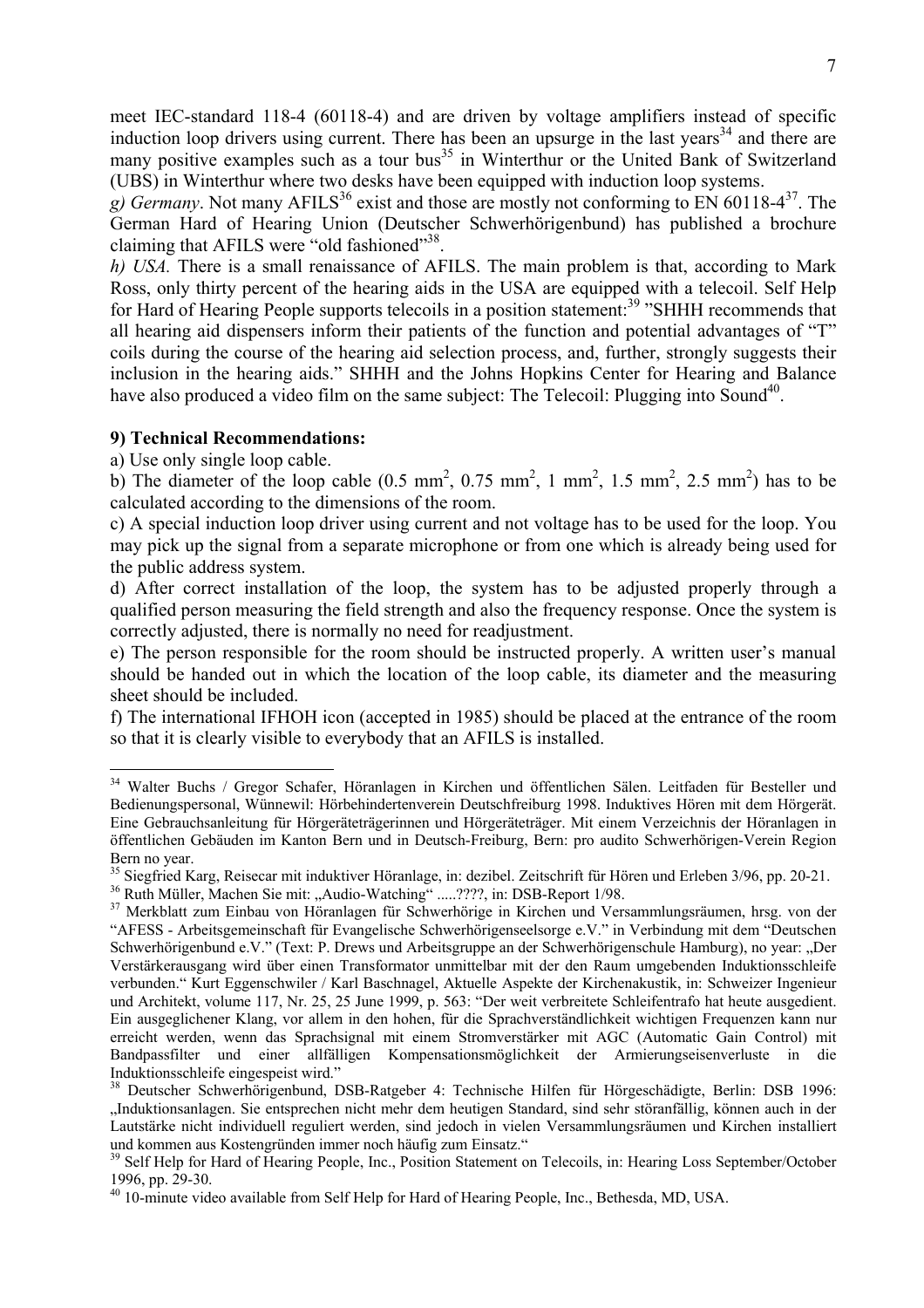meet IEC-standard 118-4 (60118-4) and are driven by voltage amplifiers instead of specific induction loop drivers using current. There has been an upsurge in the last years[34] and there are many positive examples such as a tour bus[35] in Winterthur or the United Bank of Switzerland (UBS) in Winterthur where two desks have been equipped with induction loop systems.

*g) Germany*. Not many AFILS[36] exist and those are mostly not conforming to EN 60118-4[37]. The German Hard of Hearing Union (Deutscher Schwerhörigenbund) has published a brochure claiming that AFILS were "old fashioned"[38].

*h) USA.* There is a small renaissance of AFILS. The main problem is that, according to Mark Ross, only thirty percent of the hearing aids in the USA are equipped with a telecoil. Self Help for Hard of Hearing People supports telecoils in a position statement:[39] "SHHH recommends that all hearing aid dispensers inform their patients of the function and potential advantages of "T" coils during the course of the hearing aid selection process, and, further, strongly suggests their inclusion in the hearing aids." SHHH and the Johns Hopkins Center for Hearing and Balance have also produced a video film on the same subject: The Telecoil: Plugging into Sound[40].

**9) Technical Recommendations:**

a) Use only single loop cable.

b) The diameter of the loop cable (0.5 $mm^2$, 0.75 $mm^2$, 1 $mm^2$, 1.5 $mm^2$, 2.5 $mm^2$) has to be calculated according to the dimensions of the room.

c) A special induction loop driver using current and not voltage has to be used for the loop. You may pick up the signal from a separate microphone or from one which is already being used for the public address system.

d) After correct installation of the loop, the system has to be adjusted properly through a qualified person measuring the field strength and also the frequency response. Once the system is correctly adjusted, there is normally no need for readjustment.

e) The person responsible for the room should be instructed properly. A written user's manual should be handed out in which the location of the loop cable, its diameter and the measuring sheet should be included.

f) The international IFHOH icon (accepted in 1985) should be placed at the entrance of the room so that it is clearly visible to everybody that an AFILS is installed.

---

[34] Walter Buchs / Gregor Schafer, Höranlagen in Kirchen und öffentlichen Sälen. Leitfaden für Besteller und Bedienungspersonal, Wünnewil: Hörbehindertenverein Deutschfreiburg 1998. Induktives Hören mit dem Hörgerät. Eine Gebrauchsanleitung für Hörgeräteträgerinnen und Hörgeräteträger. Mit einem Verzeichnis der Höranlagen in öffentlichen Gebäuden im Kanton Bern und in Deutsch-Freiburg, Bern: pro audito Schwerhörigen-Verein Region Bern no year.

[35] Siegfried Karg, Reisecar mit induktiver Höranlage, in: dezibel. Zeitschrift für Hören und Erleben 3/96, pp. 20-21.

[36] Ruth Müller, Machen Sie mit: „Audio-Watching" .....????, in: DSB-Report 1/98.

[37] Merkblatt zum Einbau von Höranlagen für Schwerhörige in Kirchen und Versammlungsräumen, hrsg. von der "AFESS - Arbeitsgemeinschaft für Evangelische Schwerhörigenseelsorge e.V." in Verbindung mit dem "Deutschen Schwerhörigenbund e.V." (Text: P. Drews und Arbeitsgruppe an der Schwerhörigenschule Hamburg), no year: „Der Verstärkerausgang wird über einen Transformator unmittelbar mit der den Raum umgebenden Induktionsschleife verbunden." Kurt Eggenschwiler / Karl Baschnagel, Aktuelle Aspekte der Kirchenakustik, in: Schweizer Ingenieur und Architekt, volume 117, Nr. 25, 25 June 1999, p. 563: "Der weit verbreitete Schleifentrafo hat heute ausgedient. Ein ausgeglichener Klang, vor allem in den hohen, für die Sprachverständlichkeit wichtigen Frequenzen kann nur erreicht werden, wenn das Sprachsignal mit einem Stromverstärker mit AGC (Automatic Gain Control) mit Bandpassfilter und einer allfälligen Kompensationsmöglichkeit der Armierungseisenverluste in die Induktionsschleife eingespeist wird."

[38] Deutscher Schwerhörigenbund, DSB-Ratgeber 4: Technische Hilfen für Hörgeschädigte, Berlin: DSB 1996: „Induktionsanlagen. Sie entsprechen nicht mehr dem heutigen Standard, sind sehr störanfällig, können auch in der Lautstärke nicht individuell reguliert werden, sind jedoch in vielen Versammlungsräumen und Kirchen installiert und kommen aus Kostengründen immer noch häufig zum Einsatz."

[39] Self Help for Hard of Hearing People, Inc., Position Statement on Telecoils, in: Hearing Loss September/October 1996, pp. 29-30.

[40] 10-minute video available from Self Help for Hard of Hearing People, Inc., Bethesda, MD, USA.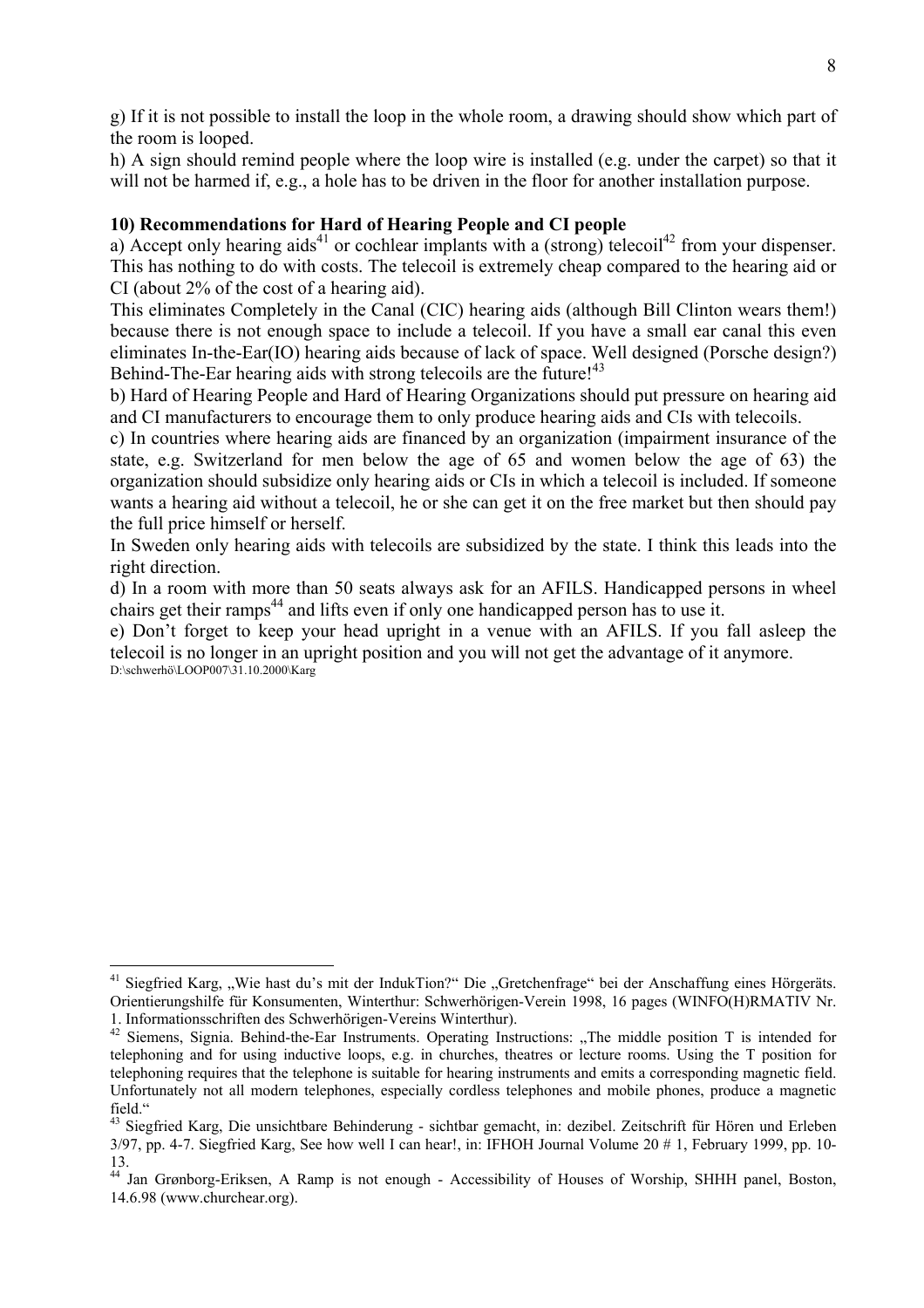g) If it is not possible to install the loop in the whole room, a drawing should show which part of the room is looped.

h) A sign should remind people where the loop wire is installed (e.g. under the carpet) so that it will not be harmed if, e.g., a hole has to be driven in the floor for another installation purpose.

**10) Recommendations for Hard of Hearing People and CI people**

a) Accept only hearing aids[41] or cochlear implants with a (strong) telecoil[42] from your dispenser. This has nothing to do with costs. The telecoil is extremely cheap compared to the hearing aid or CI (about 2% of the cost of a hearing aid).

This eliminates Completely in the Canal (CIC) hearing aids (although Bill Clinton wears them!) because there is not enough space to include a telecoil. If you have a small ear canal this even eliminates In-the-Ear(IO) hearing aids because of lack of space. Well designed (Porsche design?) Behind-The-Ear hearing aids with strong telecoils are the future![43]

b) Hard of Hearing People and Hard of Hearing Organizations should put pressure on hearing aid and CI manufacturers to encourage them to only produce hearing aids and CIs with telecoils.

c) In countries where hearing aids are financed by an organization (impairment insurance of the state, e.g. Switzerland for men below the age of 65 and women below the age of 63) the organization should subsidize only hearing aids or CIs in which a telecoil is included. If someone wants a hearing aid without a telecoil, he or she can get it on the free market but then should pay the full price himself or herself.

In Sweden only hearing aids with telecoils are subsidized by the state. I think this leads into the right direction.

d) In a room with more than 50 seats always ask for an AFILS. Handicapped persons in wheel chairs get their ramps[44] and lifts even if only one handicapped person has to use it.

e) Don't forget to keep your head upright in a venue with an AFILS. If you fall asleep the telecoil is no longer in an upright position and you will not get the advantage of it anymore.

D:\schwerhö\LOOP007\31.10.2000\Karg

---

[41] Siegfried Karg, „Wie hast du's mit der IndukTion?" Die „Gretchenfrage" bei der Anschaffung eines Hörgeräts. Orientierungshilfe für Konsumenten, Winterthur: Schwerhörigen-Verein 1998, 16 pages (WINFO(H)RMATIV Nr. 1. Informationsschriften des Schwerhörigen-Vereins Winterthur).

[42] Siemens, Signia. Behind-the-Ear Instruments. Operating Instructions: „The middle position T is intended for telephoning and for using inductive loops, e.g. in churches, theatres or lecture rooms. Using the T position for telephoning requires that the telephone is suitable for hearing instruments and emits a corresponding magnetic field. Unfortunately not all modern telephones, especially cordless telephones and mobile phones, produce a magnetic field."

[43] Siegfried Karg, Die unsichtbare Behinderung - sichtbar gemacht, in: dezibel. Zeitschrift für Hören und Erleben 3/97, pp. 4-7. Siegfried Karg, See how well I can hear!, in: IFHOH Journal Volume 20 # 1, February 1999, pp. 10-13.

[44] Jan Grønborg-Eriksen, A Ramp is not enough - Accessibility of Houses of Worship, SHHH panel, Boston, 14.6.98 (www.churchear.org).